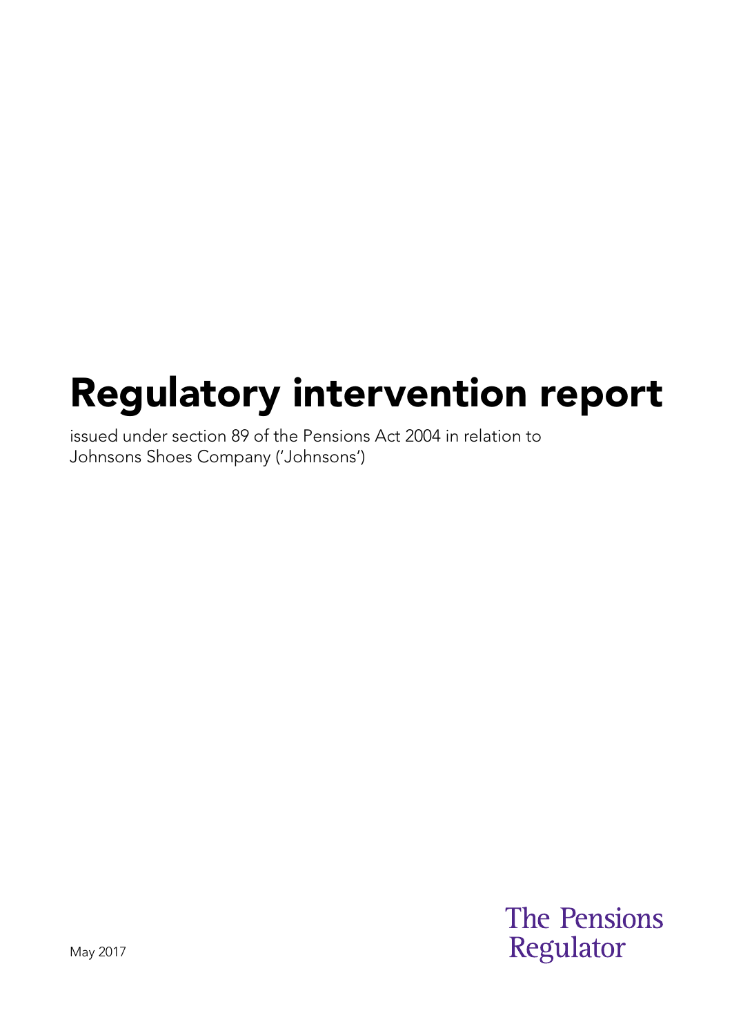# Regulatory intervention report

issued under section 89 of the Pensions Act 2004 in relation to Johnsons Shoes Company ('Johnsons')

May 2017

The Pensions Regulator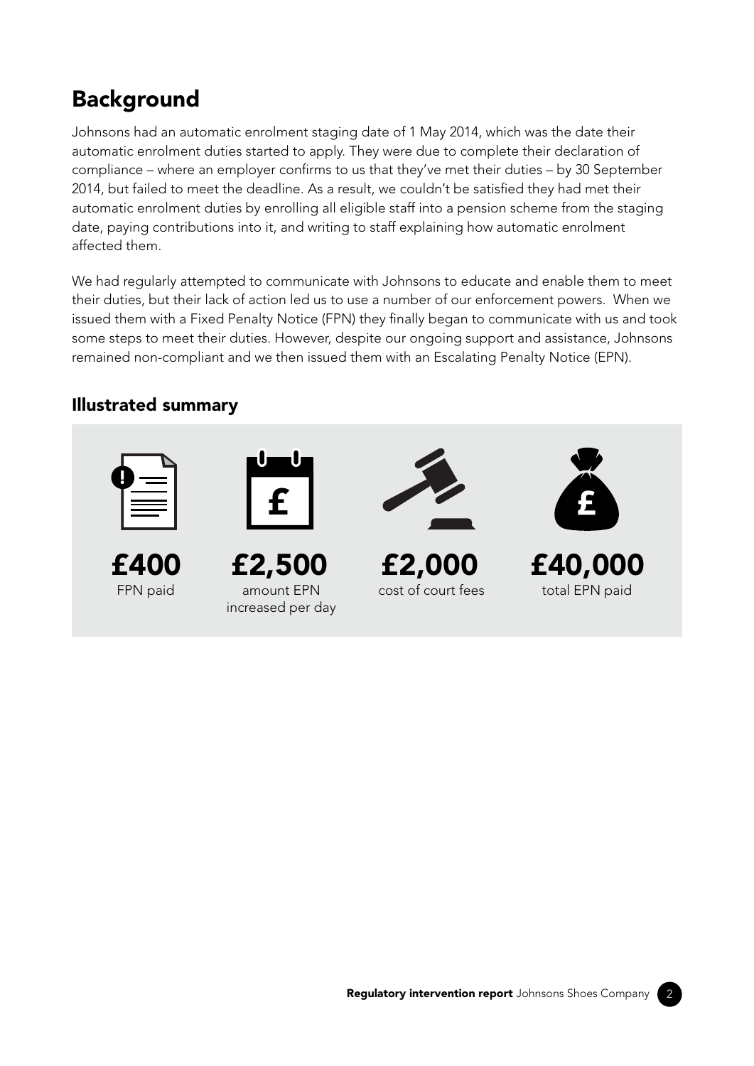## Background

Johnsons had an automatic enrolment staging date of 1 May 2014, which was the date their automatic enrolment duties started to apply. They were due to complete their declaration of compliance – where an employer confirms to us that they've met their duties – by 30 September 2014, but failed to meet the deadline. As a result, we couldn't be satisfied they had met their automatic enrolment duties by enrolling all eligible staff into a pension scheme from the staging date, paying contributions into it, and writing to staff explaining how automatic enrolment affected them.

We had regularly attempted to communicate with Johnsons to educate and enable them to meet their duties, but their lack of action led us to use a number of our enforcement powers. When we issued them with a Fixed Penalty Notice (FPN) they finally began to communicate with us and took some steps to meet their duties. However, despite our ongoing support and assistance, Johnsons remained non-compliant and we then issued them with an Escalating Penalty Notice (EPN).

### Illustrated summary

**£400**
FPN paid

**£2,500**
amount EPN increased per day

**£2,000**
cost of court fees

**£40,000**
total EPN paid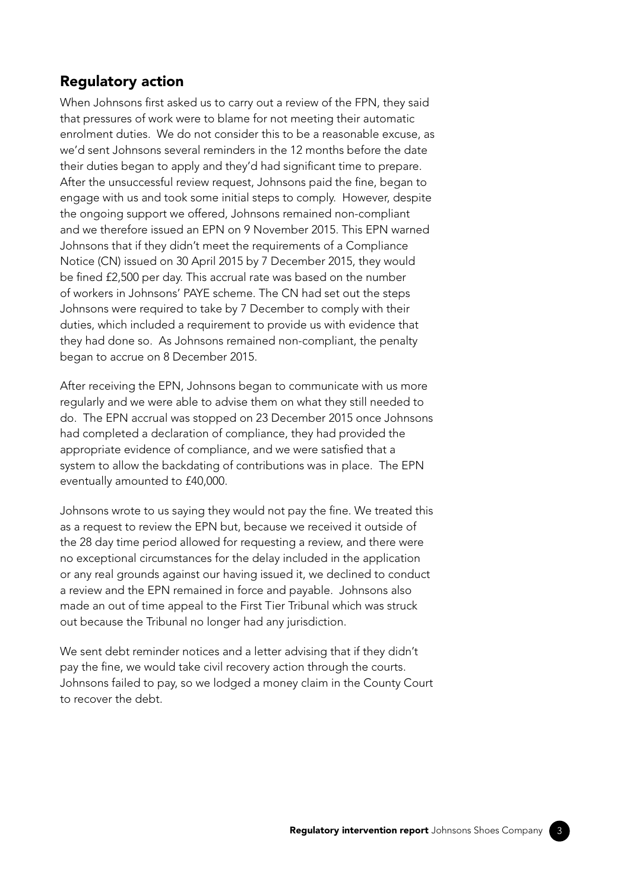## Regulatory action

When Johnsons first asked us to carry out a review of the FPN, they said that pressures of work were to blame for not meeting their automatic enrolment duties. We do not consider this to be a reasonable excuse, as we'd sent Johnsons several reminders in the 12 months before the date their duties began to apply and they'd had significant time to prepare. After the unsuccessful review request, Johnsons paid the fine, began to engage with us and took some initial steps to comply. However, despite the ongoing support we offered, Johnsons remained non-compliant and we therefore issued an EPN on 9 November 2015. This EPN warned Johnsons that if they didn't meet the requirements of a Compliance Notice (CN) issued on 30 April 2015 by 7 December 2015, they would be fined £2,500 per day. This accrual rate was based on the number of workers in Johnsons' PAYE scheme. The CN had set out the steps Johnsons were required to take by 7 December to comply with their duties, which included a requirement to provide us with evidence that they had done so. As Johnsons remained non-compliant, the penalty began to accrue on 8 December 2015.

After receiving the EPN, Johnsons began to communicate with us more regularly and we were able to advise them on what they still needed to do. The EPN accrual was stopped on 23 December 2015 once Johnsons had completed a declaration of compliance, they had provided the appropriate evidence of compliance, and we were satisfied that a system to allow the backdating of contributions was in place. The EPN eventually amounted to £40,000.

Johnsons wrote to us saying they would not pay the fine. We treated this as a request to review the EPN but, because we received it outside of the 28 day time period allowed for requesting a review, and there were no exceptional circumstances for the delay included in the application or any real grounds against our having issued it, we declined to conduct a review and the EPN remained in force and payable. Johnsons also made an out of time appeal to the First Tier Tribunal which was struck out because the Tribunal no longer had any jurisdiction.

We sent debt reminder notices and a letter advising that if they didn't pay the fine, we would take civil recovery action through the courts. Johnsons failed to pay, so we lodged a money claim in the County Court to recover the debt.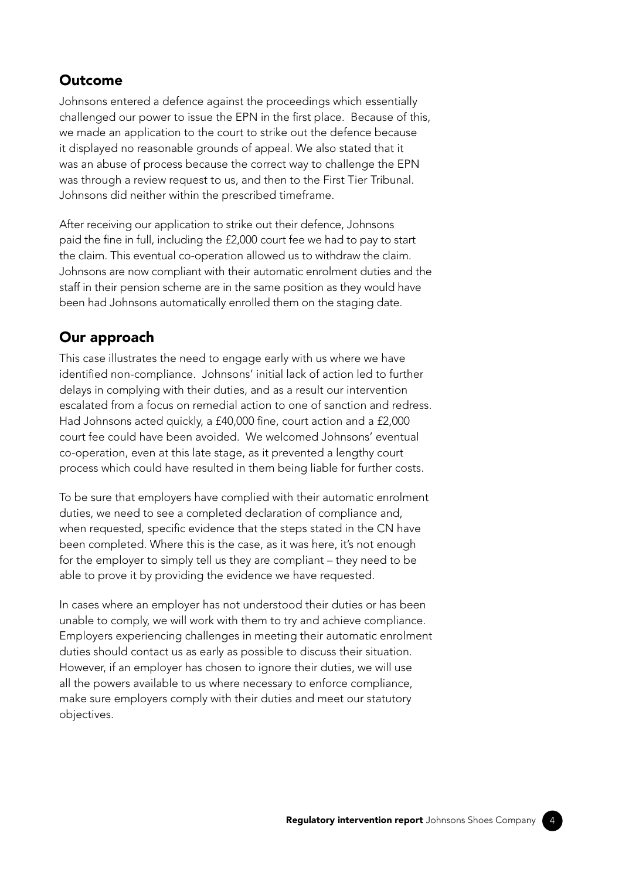## Outcome

Johnsons entered a defence against the proceedings which essentially challenged our power to issue the EPN in the first place. Because of this, we made an application to the court to strike out the defence because it displayed no reasonable grounds of appeal. We also stated that it was an abuse of process because the correct way to challenge the EPN was through a review request to us, and then to the First Tier Tribunal. Johnsons did neither within the prescribed timeframe.

After receiving our application to strike out their defence, Johnsons paid the fine in full, including the £2,000 court fee we had to pay to start the claim. This eventual co-operation allowed us to withdraw the claim. Johnsons are now compliant with their automatic enrolment duties and the staff in their pension scheme are in the same position as they would have been had Johnsons automatically enrolled them on the staging date.

## Our approach

This case illustrates the need to engage early with us where we have identified non-compliance. Johnsons' initial lack of action led to further delays in complying with their duties, and as a result our intervention escalated from a focus on remedial action to one of sanction and redress. Had Johnsons acted quickly, a £40,000 fine, court action and a £2,000 court fee could have been avoided. We welcomed Johnsons' eventual co-operation, even at this late stage, as it prevented a lengthy court process which could have resulted in them being liable for further costs.

To be sure that employers have complied with their automatic enrolment duties, we need to see a completed declaration of compliance and, when requested, specific evidence that the steps stated in the CN have been completed. Where this is the case, as it was here, it's not enough for the employer to simply tell us they are compliant – they need to be able to prove it by providing the evidence we have requested.

In cases where an employer has not understood their duties or has been unable to comply, we will work with them to try and achieve compliance. Employers experiencing challenges in meeting their automatic enrolment duties should contact us as early as possible to discuss their situation. However, if an employer has chosen to ignore their duties, we will use all the powers available to us where necessary to enforce compliance, make sure employers comply with their duties and meet our statutory objectives.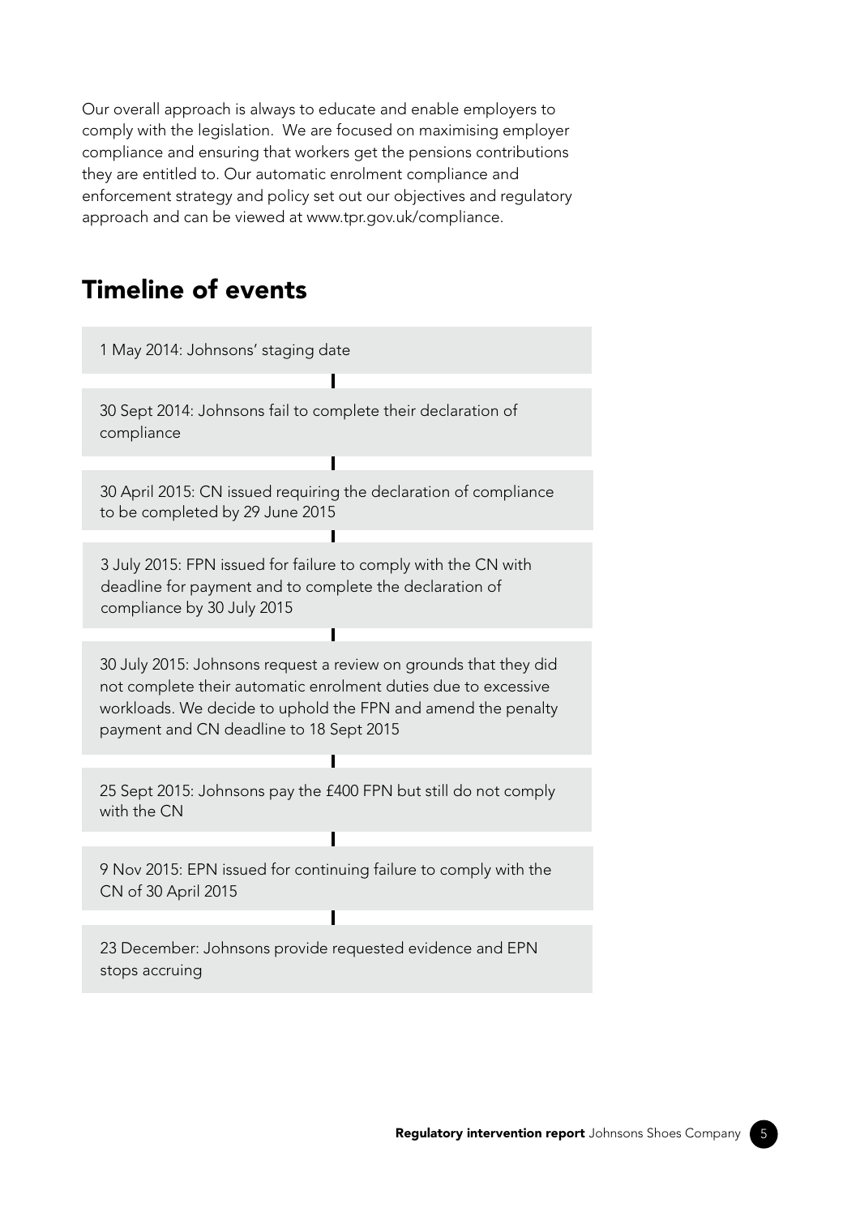Our overall approach is always to educate and enable employers to comply with the legislation. We are focused on maximising employer compliance and ensuring that workers get the pensions contributions they are entitled to. Our automatic enrolment compliance and enforcement strategy and policy set out our objectives and regulatory approach and can be viewed at www.tpr.gov.uk/compliance.

## Timeline of events

1 May 2014: Johnsons' staging date

30 Sept 2014: Johnsons fail to complete their declaration of compliance

30 April 2015: CN issued requiring the declaration of compliance to be completed by 29 June 2015

3 July 2015: FPN issued for failure to comply with the CN with deadline for payment and to complete the declaration of compliance by 30 July 2015

30 July 2015: Johnsons request a review on grounds that they did not complete their automatic enrolment duties due to excessive workloads. We decide to uphold the FPN and amend the penalty payment and CN deadline to 18 Sept 2015

25 Sept 2015: Johnsons pay the £400 FPN but still do not comply with the CN

9 Nov 2015: EPN issued for continuing failure to comply with the CN of 30 April 2015

23 December: Johnsons provide requested evidence and EPN stops accruing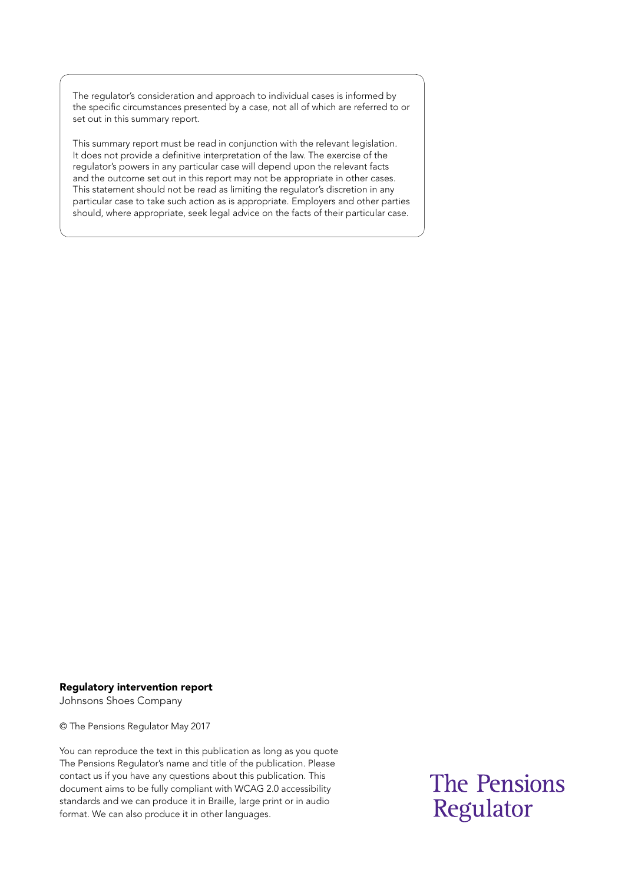The regulator's consideration and approach to individual cases is informed by the specific circumstances presented by a case, not all of which are referred to or set out in this summary report.

This summary report must be read in conjunction with the relevant legislation. It does not provide a definitive interpretation of the law. The exercise of the regulator's powers in any particular case will depend upon the relevant facts and the outcome set out in this report may not be appropriate in other cases. This statement should not be read as limiting the regulator's discretion in any particular case to take such action as is appropriate. Employers and other parties should, where appropriate, seek legal advice on the facts of their particular case.

**Regulatory intervention report**

Johnsons Shoes Company

© The Pensions Regulator May 2017

You can reproduce the text in this publication as long as you quote The Pensions Regulator's name and title of the publication. Please contact us if you have any questions about this publication. This document aims to be fully compliant with WCAG 2.0 accessibility standards and we can produce it in Braille, large print or in audio format. We can also produce it in other languages.

The Pensions Regulator